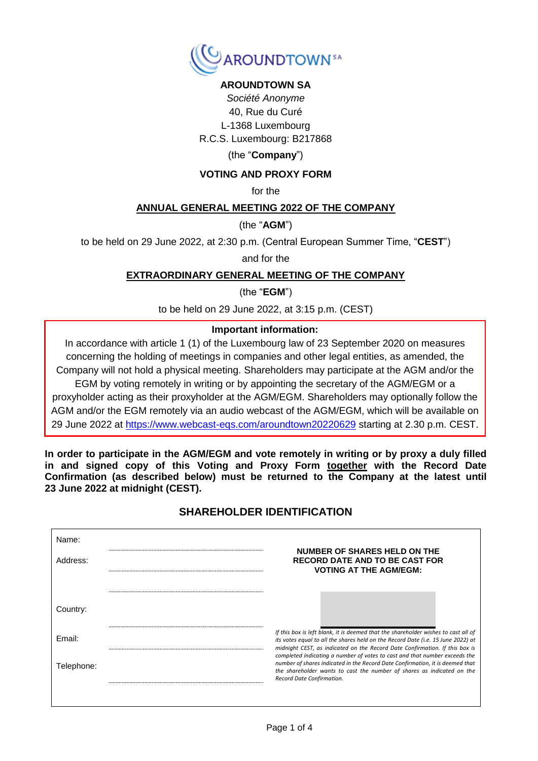**AROUNDTOWN SA**

*Société Anonyme*

40, Rue du Curé

L-1368 Luxembourg

R.C.S. Luxembourg: B217868

(the "**Company**")

**VOTING AND PROXY FORM**

for the

**ANNUAL GENERAL MEETING 2022 OF THE COMPANY**

(the "**AGM**")

to be held on 29 June 2022, at 2:30 p.m. (Central European Summer Time, "**CEST**")

and for the

**EXTRAORDINARY GENERAL MEETING OF THE COMPANY**

(the "**EGM**")

to be held on 29 June 2022, at 3:15 p.m. (CEST)

**Important information:**

In accordance with article 1 (1) of the Luxembourg law of 23 September 2020 on measures concerning the holding of meetings in companies and other legal entities, as amended, the Company will not hold a physical meeting. Shareholders may participate at the AGM and/or the EGM by voting remotely in writing or by appointing the secretary of the AGM/EGM or a proxyholder acting as their proxyholder at the AGM/EGM. Shareholders may optionally follow the AGM and/or the EGM remotely via an audio webcast of the AGM/EGM, which will be available on 29 June 2022 at https://www.webcast-eqs.com/aroundtown20220629 starting at 2.30 p.m. CEST.

**In order to participate in the AGM/EGM and vote remotely in writing or by proxy a duly filled in and signed copy of this Voting and Proxy Form together with the Record Date Confirmation (as described below) must be returned to the Company at the latest until 23 June 2022 at midnight (CEST).**

## SHAREHOLDER IDENTIFICATION

| | | |
|---|---|---|
| Name: | ............................................ | **NUMBER OF SHARES HELD ON THE RECORD DATE AND TO BE CAST FOR VOTING AT THE AGM/EGM:** |
| Address: | ............................................ | |
| | ............................................ | |
| Country: | ............................................ | |
| Email: | ............................................ | *If this box is left blank, it is deemed that the shareholder wishes to cast all of its votes equal to all the shares held on the Record Date (i.e. 15 June 2022) at midnight CEST, as indicated on the Record Date Confirmation. If this box is completed indicating a number of votes to cast and that number exceeds the number of shares indicated in the Record Date Confirmation, it is deemed that the shareholder wants to cast the number of shares as indicated on the Record Date Confirmation.* |
| Telephone: | ............................................ | |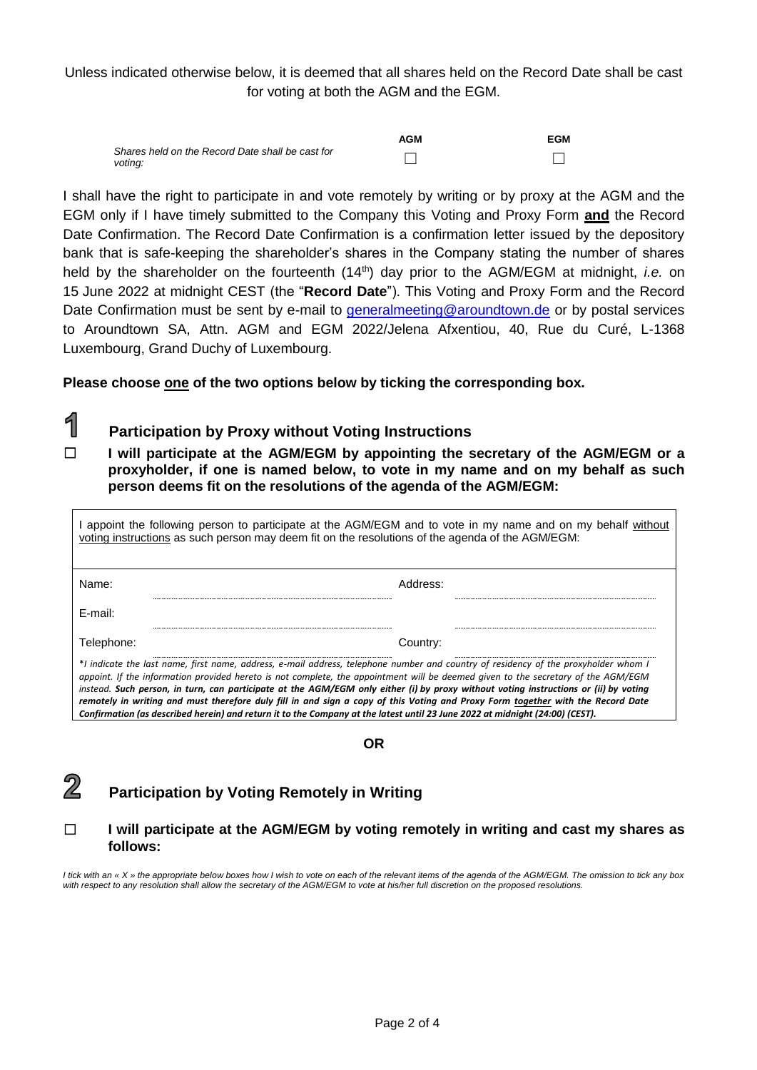Unless indicated otherwise below, it is deemed that all shares held on the Record Date shall be cast for voting at both the AGM and the EGM.

| | AGM | EGM |
|---|---|---|
| *Shares held on the Record Date shall be cast for voting:* | ☐ | ☐ |

I shall have the right to participate in and vote remotely by writing or by proxy at the AGM and the EGM only if I have timely submitted to the Company this Voting and Proxy Form **and** the Record Date Confirmation. The Record Date Confirmation is a confirmation letter issued by the depository bank that is safe-keeping the shareholder's shares in the Company stating the number of shares held by the shareholder on the fourteenth (14th) day prior to the AGM/EGM at midnight, *i.e.* on 15 June 2022 at midnight CEST (the "**Record Date**"). This Voting and Proxy Form and the Record Date Confirmation must be sent by e-mail to generalmeeting@aroundtown.de or by postal services to Aroundtown SA, Attn. AGM and EGM 2022/Jelena Afxentiou, 40, Rue du Curé, L-1368 Luxembourg, Grand Duchy of Luxembourg.

**Please choose one of the two options below by ticking the corresponding box.**

## 1 Participation by Proxy without Voting Instructions

☐ **I will participate at the AGM/EGM by appointing the secretary of the AGM/EGM or a proxyholder, if one is named below, to vote in my name and on my behalf as such person deems fit on the resolutions of the agenda of the AGM/EGM:**

I appoint the following person to participate at the AGM/EGM and to vote in my name and on my behalf without voting instructions as such person may deem fit on the resolutions of the agenda of the AGM/EGM:

| | | | |
|---|---|---|---|
| Name: | | Address: | |
| E-mail: | | | |
| Telephone: | | Country: | |

\*I indicate the last name, first name, address, e-mail address, telephone number and country of residency of the proxyholder whom I appoint. If the information provided hereto is not complete, the appointment will be deemed given to the secretary of the AGM/EGM instead. ***Such person, in turn, can participate at the AGM/EGM only either (i) by proxy without voting instructions or (ii) by voting remotely in writing and must therefore duly fill in and sign a copy of this Voting and Proxy Form together with the Record Date Confirmation (as described herein) and return it to the Company at the latest until 23 June 2022 at midnight (24:00) (CEST).***

**OR**

## 2 Participation by Voting Remotely in Writing

☐ **I will participate at the AGM/EGM by voting remotely in writing and cast my shares as follows:**

*I tick with an « X » the appropriate below boxes how I wish to vote on each of the relevant items of the agenda of the AGM/EGM. The omission to tick any box with respect to any resolution shall allow the secretary of the AGM/EGM to vote at his/her full discretion on the proposed resolutions.*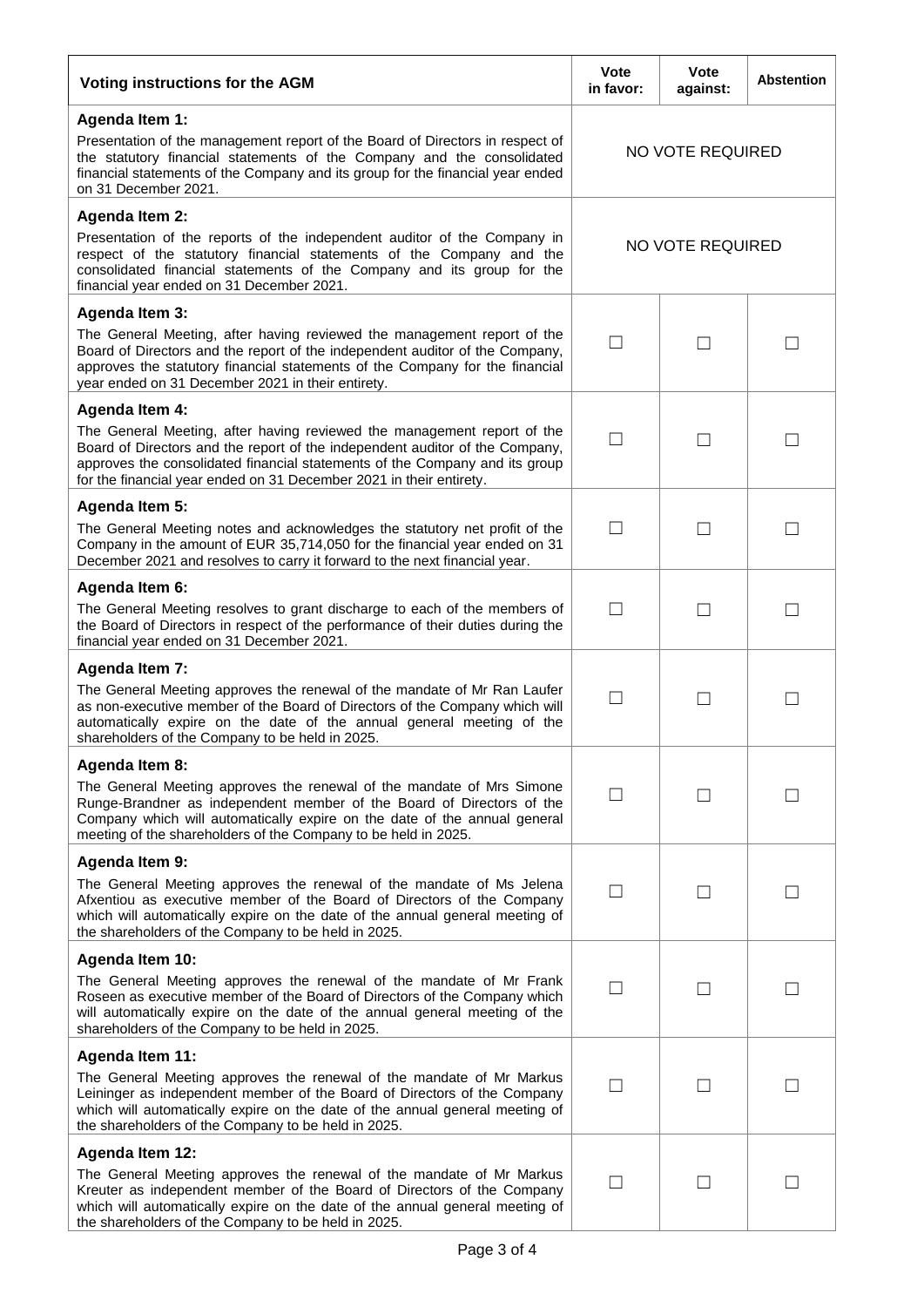| Voting instructions for the AGM | Vote in favor: | Vote against: | Abstention |
|---|---|---|---|
| **Agenda Item 1:** Presentation of the management report of the Board of Directors in respect of the statutory financial statements of the Company and the consolidated financial statements of the Company and its group for the financial year ended on 31 December 2021. | NO VOTE REQUIRED | | |
| **Agenda Item 2:** Presentation of the reports of the independent auditor of the Company in respect of the statutory financial statements of the Company and the consolidated financial statements of the Company and its group for the financial year ended on 31 December 2021. | NO VOTE REQUIRED | | |
| **Agenda Item 3:** The General Meeting, after having reviewed the management report of the Board of Directors and the report of the independent auditor of the Company, approves the statutory financial statements of the Company for the financial year ended on 31 December 2021 in their entirety. | ☐ | ☐ | ☐ |
| **Agenda Item 4:** The General Meeting, after having reviewed the management report of the Board of Directors and the report of the independent auditor of the Company, approves the consolidated financial statements of the Company and its group for the financial year ended on 31 December 2021 in their entirety. | ☐ | ☐ | ☐ |
| **Agenda Item 5:** The General Meeting notes and acknowledges the statutory net profit of the Company in the amount of EUR 35,714,050 for the financial year ended on 31 December 2021 and resolves to carry it forward to the next financial year. | ☐ | ☐ | ☐ |
| **Agenda Item 6:** The General Meeting resolves to grant discharge to each of the members of the Board of Directors in respect of the performance of their duties during the financial year ended on 31 December 2021. | ☐ | ☐ | ☐ |
| **Agenda Item 7:** The General Meeting approves the renewal of the mandate of Mr Ran Laufer as non-executive member of the Board of Directors of the Company which will automatically expire on the date of the annual general meeting of the shareholders of the Company to be held in 2025. | ☐ | ☐ | ☐ |
| **Agenda Item 8:** The General Meeting approves the renewal of the mandate of Mrs Simone Runge-Brandner as independent member of the Board of Directors of the Company which will automatically expire on the date of the annual general meeting of the shareholders of the Company to be held in 2025. | ☐ | ☐ | ☐ |
| **Agenda Item 9:** The General Meeting approves the renewal of the mandate of Ms Jelena Afxentiou as executive member of the Board of Directors of the Company which will automatically expire on the date of the annual general meeting of the shareholders of the Company to be held in 2025. | ☐ | ☐ | ☐ |
| **Agenda Item 10:** The General Meeting approves the renewal of the mandate of Mr Frank Roseen as executive member of the Board of Directors of the Company which will automatically expire on the date of the annual general meeting of the shareholders of the Company to be held in 2025. | ☐ | ☐ | ☐ |
| **Agenda Item 11:** The General Meeting approves the renewal of the mandate of Mr Markus Leininger as independent member of the Board of Directors of the Company which will automatically expire on the date of the annual general meeting of the shareholders of the Company to be held in 2025. | ☐ | ☐ | ☐ |
| **Agenda Item 12:** The General Meeting approves the renewal of the mandate of Mr Markus Kreuter as independent member of the Board of Directors of the Company which will automatically expire on the date of the annual general meeting of the shareholders of the Company to be held in 2025. | ☐ | ☐ | ☐ |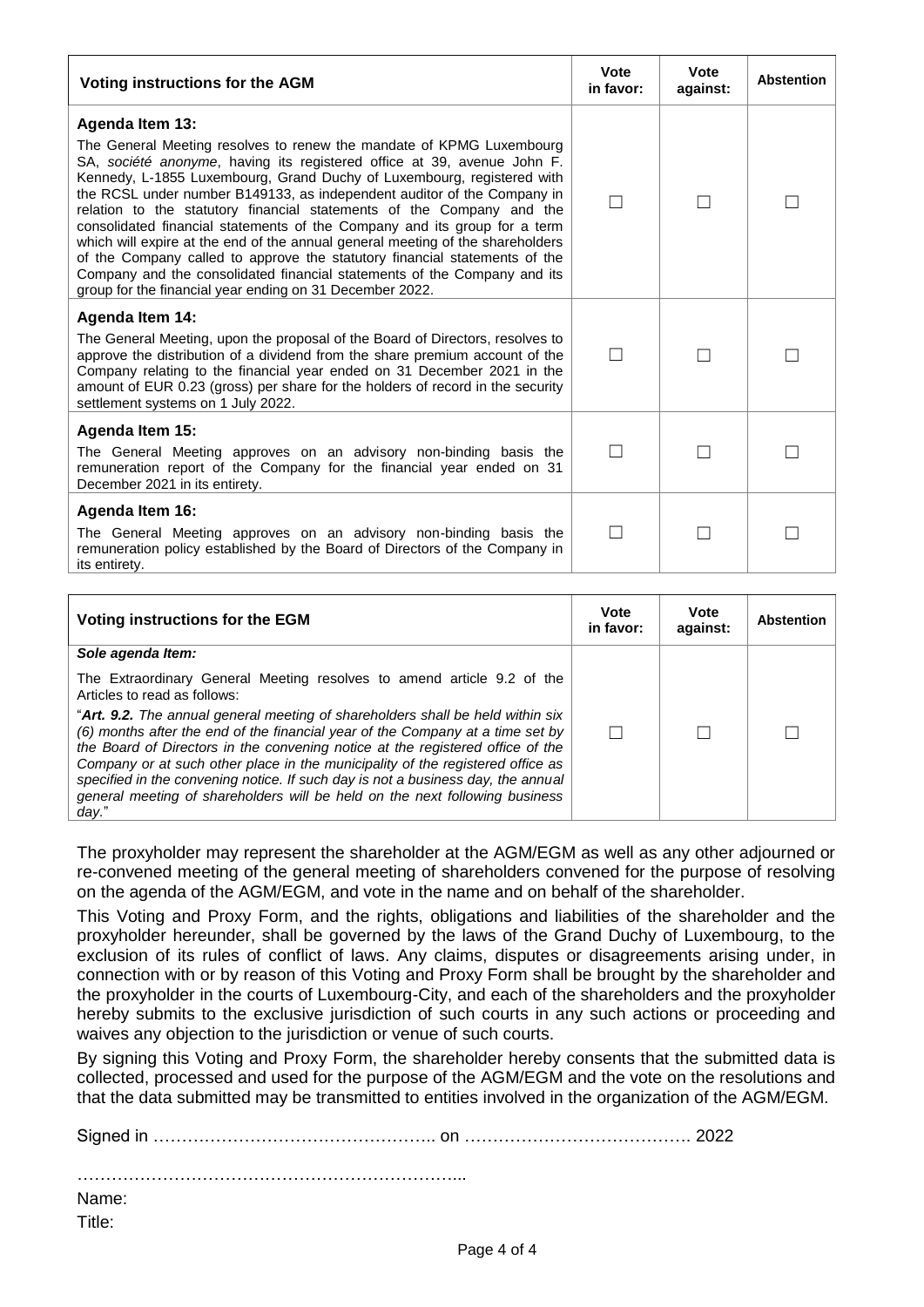| Voting instructions for the AGM | Vote in favor: | Vote against: | Abstention |
|---|---|---|---|
| **Agenda Item 13:**<br>The General Meeting resolves to renew the mandate of KPMG Luxembourg SA, *société anonyme*, having its registered office at 39, avenue John F. Kennedy, L-1855 Luxembourg, Grand Duchy of Luxembourg, registered with the RCSL under number B149133, as independent auditor of the Company in relation to the statutory financial statements of the Company and the consolidated financial statements of the Company and its group for a term which will expire at the end of the annual general meeting of the shareholders of the Company called to approve the statutory financial statements of the Company and the consolidated financial statements of the Company and its group for the financial year ending on 31 December 2022. | ☐ | ☐ | ☐ |
| **Agenda Item 14:**<br>The General Meeting, upon the proposal of the Board of Directors, resolves to approve the distribution of a dividend from the share premium account of the Company relating to the financial year ended on 31 December 2021 in the amount of EUR 0.23 (gross) per share for the holders of record in the security settlement systems on 1 July 2022. | ☐ | ☐ | ☐ |
| **Agenda Item 15:**<br>The General Meeting approves on an advisory non-binding basis the remuneration report of the Company for the financial year ended on 31 December 2021 in its entirety. | ☐ | ☐ | ☐ |
| **Agenda Item 16:**<br>The General Meeting approves on an advisory non-binding basis the remuneration policy established by the Board of Directors of the Company in its entirety. | ☐ | ☐ | ☐ |

| Voting instructions for the EGM | Vote in favor: | Vote against: | Abstention |
|---|---|---|---|
| ***Sole agenda Item:***<br>The Extraordinary General Meeting resolves to amend article 9.2 of the Articles to read as follows:<br>"***Art. 9.2.*** *The annual general meeting of shareholders shall be held within six (6) months after the end of the financial year of the Company at a time set by the Board of Directors in the convening notice at the registered office of the Company or at such other place in the municipality of the registered office as specified in the convening notice. If such day is not a business day, the annual general meeting of shareholders will be held on the next following business day.*" | ☐ | ☐ | ☐ |

The proxyholder may represent the shareholder at the AGM/EGM as well as any other adjourned or re-convened meeting of the general meeting of shareholders convened for the purpose of resolving on the agenda of the AGM/EGM, and vote in the name and on behalf of the shareholder.

This Voting and Proxy Form, and the rights, obligations and liabilities of the shareholder and the proxyholder hereunder, shall be governed by the laws of the Grand Duchy of Luxembourg, to the exclusion of its rules of conflict of laws. Any claims, disputes or disagreements arising under, in connection with or by reason of this Voting and Proxy Form shall be brought by the shareholder and the proxyholder in the courts of Luxembourg-City, and each of the shareholders and the proxyholder hereby submits to the exclusive jurisdiction of such courts in any such actions or proceeding and waives any objection to the jurisdiction or venue of such courts.

By signing this Voting and Proxy Form, the shareholder hereby consents that the submitted data is collected, processed and used for the purpose of the AGM/EGM and the vote on the resolutions and that the data submitted may be transmitted to entities involved in the organization of the AGM/EGM.

Signed in ………………………………………….. on …………………………………. 2022

…………………………………………………………..

Name:

Title: